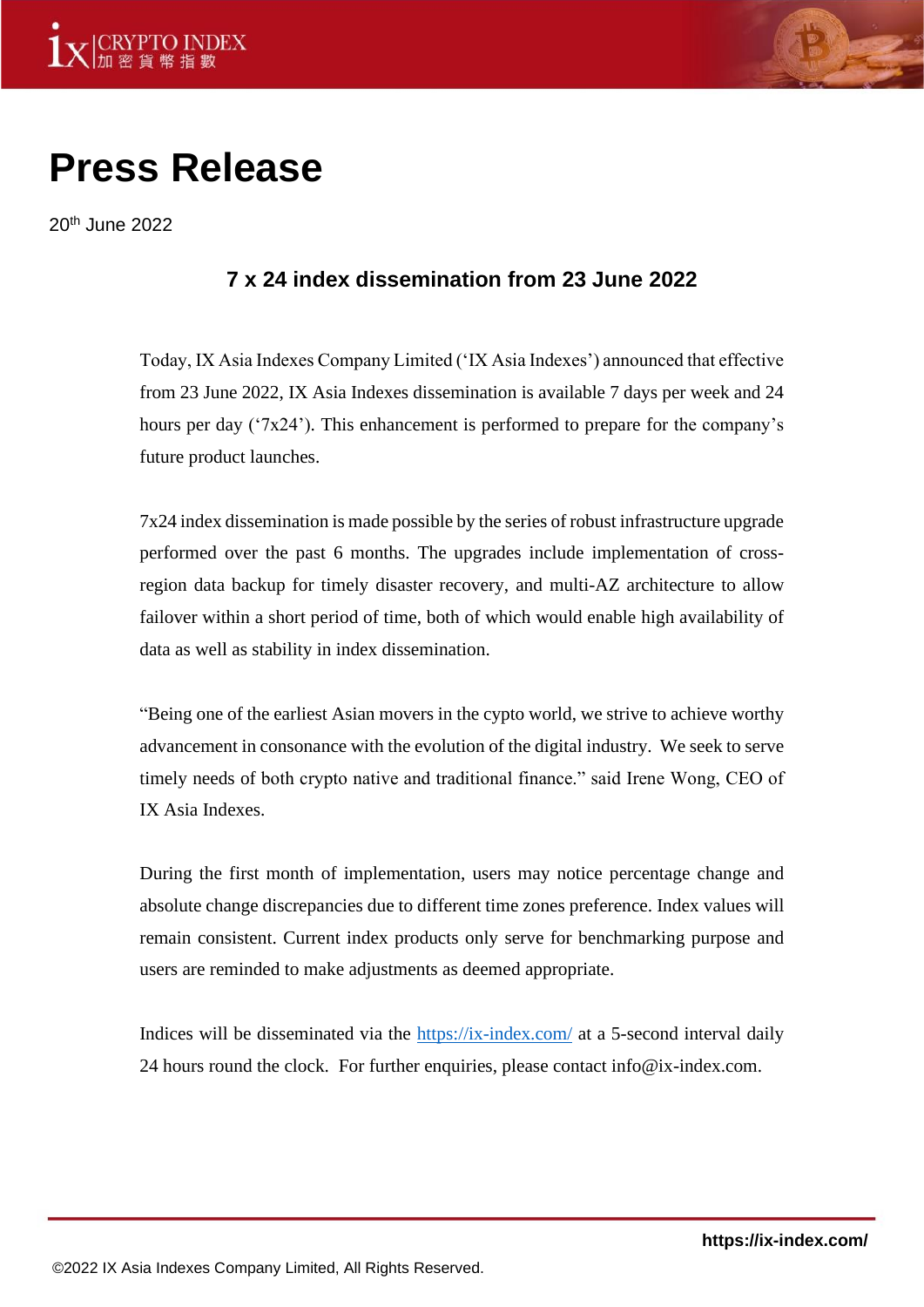# Press Release

20th June 2022

## 7 x 24 index dissemination from 23 June 2022

Today, IX Asia Indexes Company Limited ('IX Asia Indexes') announced that effective from 23 June 2022, IX Asia Indexes dissemination is available 7 days per week and 24 hours per day ('7x24'). This enhancement is performed to prepare for the company's future product launches.

7x24 index dissemination is made possible by the series of robust infrastructure upgrade performed over the past 6 months. The upgrades include implementation of cross-region data backup for timely disaster recovery, and multi-AZ architecture to allow failover within a short period of time, both of which would enable high availability of data as well as stability in index dissemination.

"Being one of the earliest Asian movers in the cypto world, we strive to achieve worthy advancement in consonance with the evolution of the digital industry. We seek to serve timely needs of both crypto native and traditional finance." said Irene Wong, CEO of IX Asia Indexes.

During the first month of implementation, users may notice percentage change and absolute change discrepancies due to different time zones preference. Index values will remain consistent. Current index products only serve for benchmarking purpose and users are reminded to make adjustments as deemed appropriate.

Indices will be disseminated via the [https://ix-index.com/](https://ix-index.com/) at a 5-second interval daily 24 hours round the clock. For further enquiries, please contact info@ix-index.com.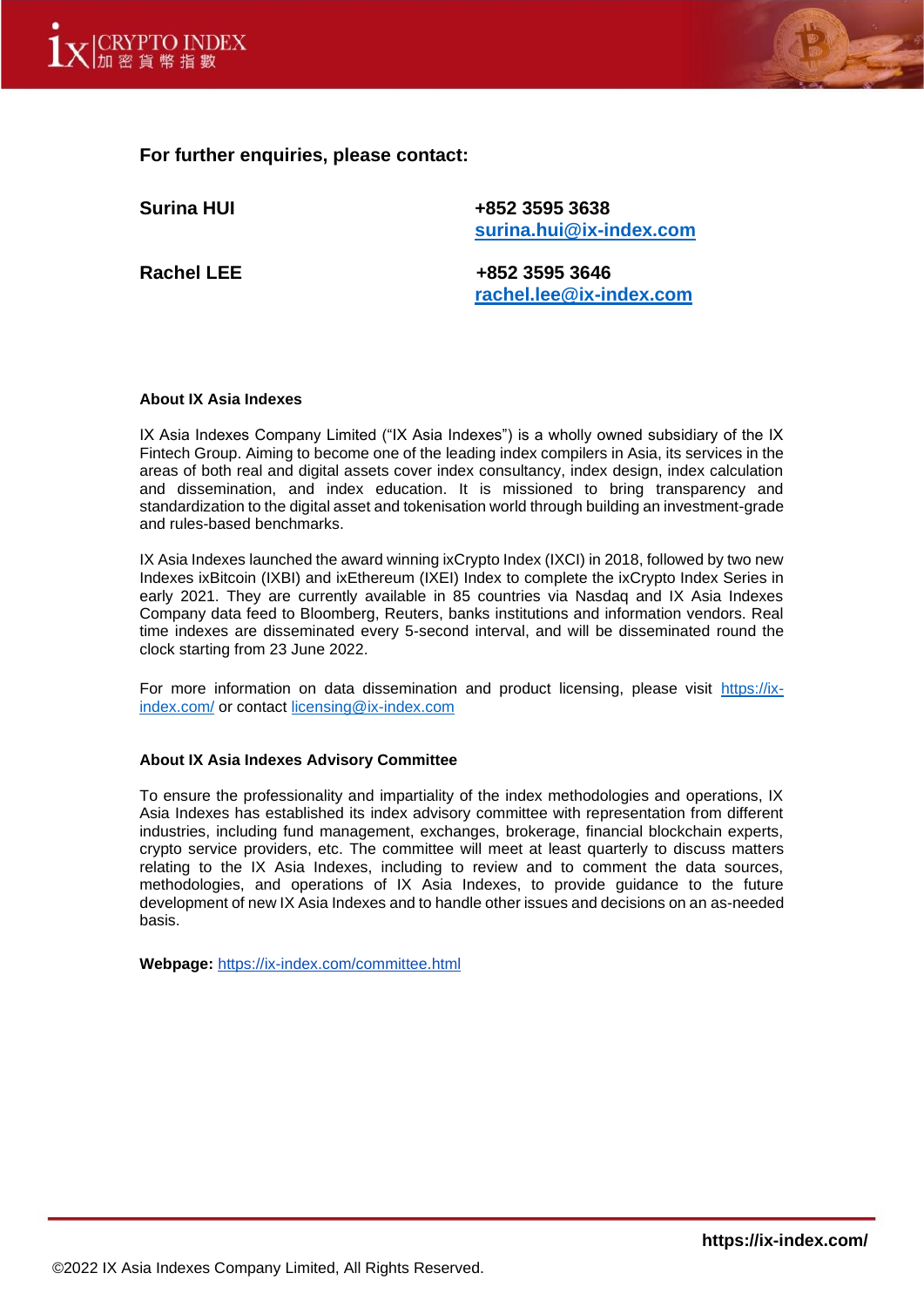**For further enquiries, please contact:**

| | |
|---|---|
| **Surina HUI** | **+852 3595 3638** **surina.hui@ix-index.com** |
| **Rachel LEE** | **+852 3595 3646** **rachel.lee@ix-index.com** |

**About IX Asia Indexes**

IX Asia Indexes Company Limited ("IX Asia Indexes") is a wholly owned subsidiary of the IX Fintech Group. Aiming to become one of the leading index compilers in Asia, its services in the areas of both real and digital assets cover index consultancy, index design, index calculation and dissemination, and index education. It is missioned to bring transparency and standardization to the digital asset and tokenisation world through building an investment-grade and rules-based benchmarks.

IX Asia Indexes launched the award winning ixCrypto Index (IXCI) in 2018, followed by two new Indexes ixBitcoin (IXBI) and ixEthereum (IXEI) Index to complete the ixCrypto Index Series in early 2021. They are currently available in 85 countries via Nasdaq and IX Asia Indexes Company data feed to Bloomberg, Reuters, banks institutions and information vendors. Real time indexes are disseminated every 5-second interval, and will be disseminated round the clock starting from 23 June 2022.

For more information on data dissemination and product licensing, please visit https://ix-index.com/ or contact licensing@ix-index.com

**About IX Asia Indexes Advisory Committee**

To ensure the professionality and impartiality of the index methodologies and operations, IX Asia Indexes has established its index advisory committee with representation from different industries, including fund management, exchanges, brokerage, financial blockchain experts, crypto service providers, etc. The committee will meet at least quarterly to discuss matters relating to the IX Asia Indexes, including to review and to comment the data sources, methodologies, and operations of IX Asia Indexes, to provide guidance to the future development of new IX Asia Indexes and to handle other issues and decisions on an as-needed basis.

**Webpage:** https://ix-index.com/committee.html